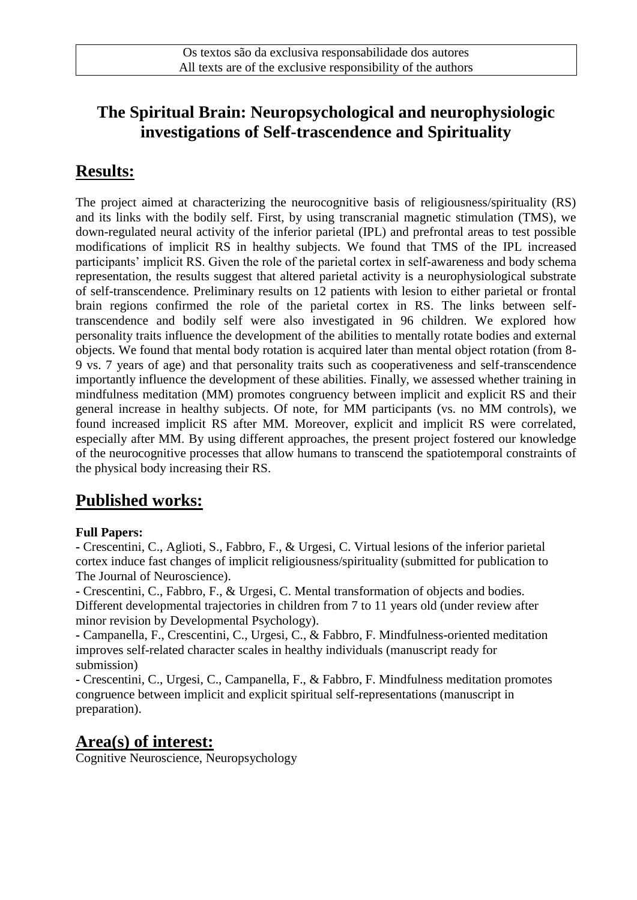Os textos são da exclusiva responsabilidade dos autores
All texts are of the exclusive responsibility of the authors

# The Spiritual Brain: Neuropsychological and neurophysiologic investigations of Self-trascendence and Spirituality

## Results:

The project aimed at characterizing the neurocognitive basis of religiousness/spirituality (RS) and its links with the bodily self. First, by using transcranial magnetic stimulation (TMS), we down-regulated neural activity of the inferior parietal (IPL) and prefrontal areas to test possible modifications of implicit RS in healthy subjects. We found that TMS of the IPL increased participants' implicit RS. Given the role of the parietal cortex in self-awareness and body schema representation, the results suggest that altered parietal activity is a neurophysiological substrate of self-transcendence. Preliminary results on 12 patients with lesion to either parietal or frontal brain regions confirmed the role of the parietal cortex in RS. The links between self-transcendence and bodily self were also investigated in 96 children. We explored how personality traits influence the development of the abilities to mentally rotate bodies and external objects. We found that mental body rotation is acquired later than mental object rotation (from 8-9 vs. 7 years of age) and that personality traits such as cooperativeness and self-transcendence importantly influence the development of these abilities. Finally, we assessed whether training in mindfulness meditation (MM) promotes congruency between implicit and explicit RS and their general increase in healthy subjects. Of note, for MM participants (vs. no MM controls), we found increased implicit RS after MM. Moreover, explicit and implicit RS were correlated, especially after MM. By using different approaches, the present project fostered our knowledge of the neurocognitive processes that allow humans to transcend the spatiotemporal constraints of the physical body increasing their RS.

## Published works:

**Full Papers:**

- Crescentini, C., Aglioti, S., Fabbro, F., & Urgesi, C. Virtual lesions of the inferior parietal cortex induce fast changes of implicit religiousness/spirituality (submitted for publication to The Journal of Neuroscience).
- Crescentini, C., Fabbro, F., & Urgesi, C. Mental transformation of objects and bodies. Different developmental trajectories in children from 7 to 11 years old (under review after minor revision by Developmental Psychology).
- Campanella, F., Crescentini, C., Urgesi, C., & Fabbro, F. Mindfulness-oriented meditation improves self-related character scales in healthy individuals (manuscript ready for submission)
- Crescentini, C., Urgesi, C., Campanella, F., & Fabbro, F. Mindfulness meditation promotes congruence between implicit and explicit spiritual self-representations (manuscript in preparation).

## Area(s) of interest:

Cognitive Neuroscience, Neuropsychology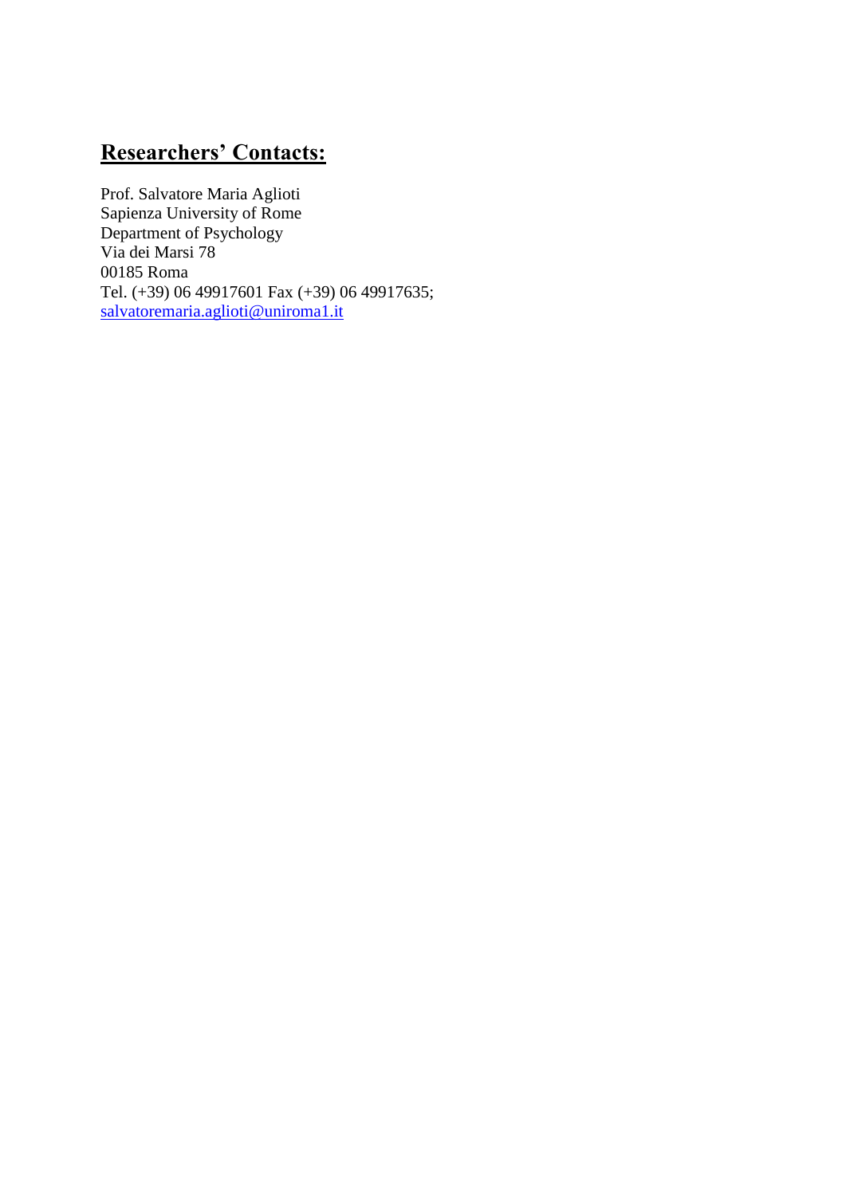## **Researchers' Contacts:**

Prof. Salvatore Maria Aglioti
Sapienza University of Rome
Department of Psychology
Via dei Marsi 78
00185 Roma
Tel. (+39) 06 49917601 Fax (+39) 06 49917635;
salvatoremaria.aglioti@uniroma1.it